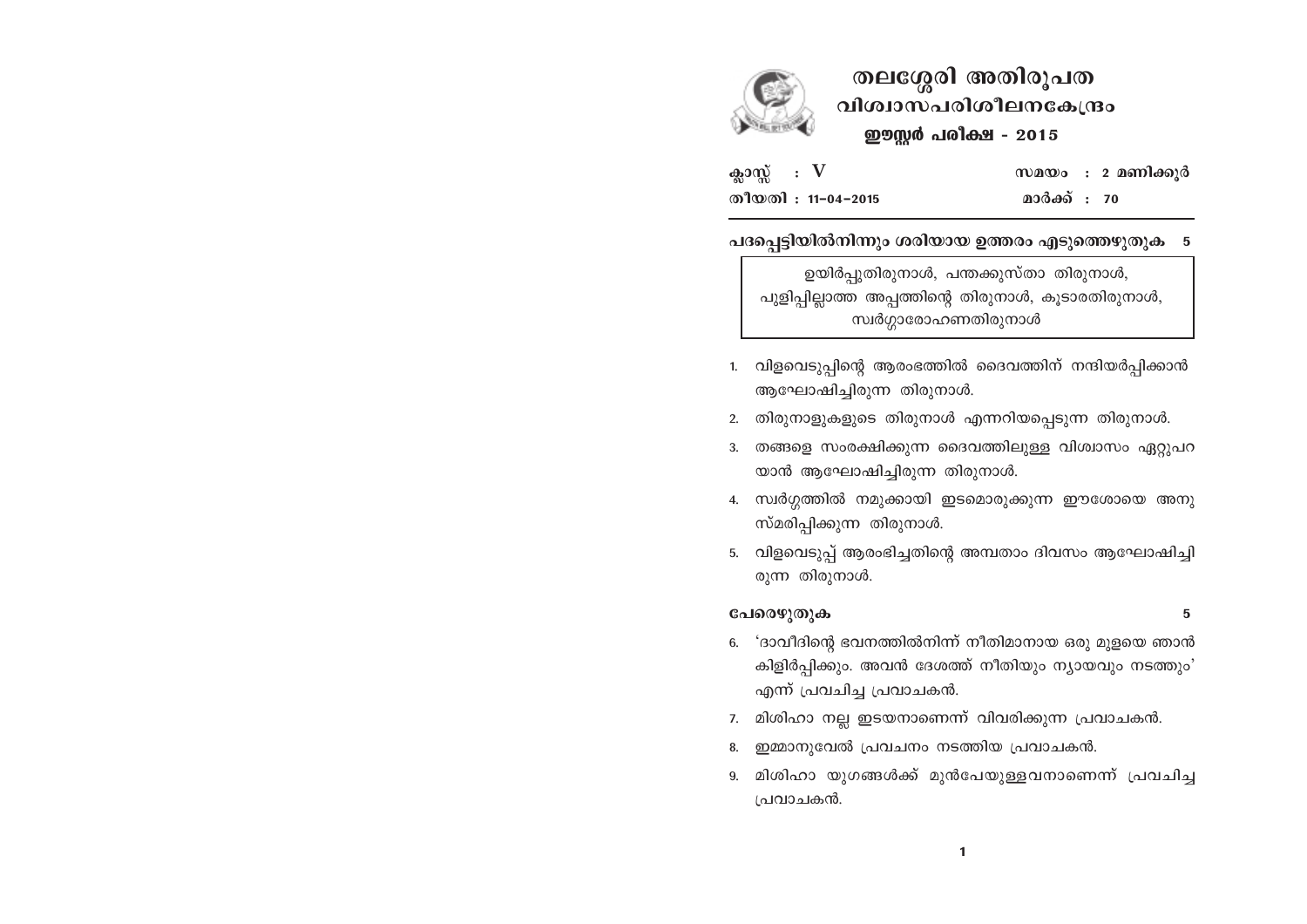# തലശ്ശേരി അതിരൂപത
## വിശ്വാസപരിശീലനകേന്ദ്രം
### ഈസ്റ്റർ പരീക്ഷ - 2015

| ക്ലാസ്സ് : V | സമയം : 2 മണിക്കൂർ |
|---|---|
| തീയതി : 11-04-2015 | മാർക്ക് : 70 |

**പദപ്പെട്ടിയിൽനിന്നും ശരിയായ ഉത്തരം എടുത്തെഴുതുക** 5

> ഉയിർപ്പുതിരുനാൾ, പന്തക്കുസ്താ തിരുനാൾ,
> പുളിപ്പില്ലാത്ത അപ്പത്തിന്റെ തിരുനാൾ, കൂടാരതിരുനാൾ,
> സ്വർഗ്ഗാരോഹണതിരുനാൾ

1. വിളവെടുപ്പിന്റെ ആരംഭത്തിൽ ദൈവത്തിന് നന്ദിയർപ്പിക്കാൻ ആഘോഷിച്ചിരുന്ന തിരുനാൾ.
2. തിരുനാളുകളുടെ തിരുനാൾ എന്നറിയപ്പെടുന്ന തിരുനാൾ.
3. തങ്ങളെ സംരക്ഷിക്കുന്ന ദൈവത്തിലുള്ള വിശ്വാസം ഏറ്റുപറയാൻ ആഘോഷിച്ചിരുന്ന തിരുനാൾ.
4. സ്വർഗ്ഗത്തിൽ നമുക്കായി ഇടമൊരുക്കുന്ന ഈശോയെ അനുസ്മരിപ്പിക്കുന്ന തിരുനാൾ.
5. വിളവെടുപ്പ് ആരംഭിച്ചതിന്റെ അമ്പതാം ദിവസം ആഘോഷിച്ചിരുന്ന തിരുനാൾ.

**പേരെഴുതുക** 5

6. 'ദാവീദിന്റെ ഭവനത്തിൽനിന്ന് നീതിമാനായ ഒരു മുളയെ ഞാൻ കിളിർപ്പിക്കും. അവൻ ദേശത്ത് നീതിയും ന്യായവും നടത്തും' എന്ന് പ്രവചിച്ച പ്രവാചകൻ.
7. മിശിഹാ നല്ല ഇടയനാണെന്ന് വിവരിക്കുന്ന പ്രവാചകൻ.
8. ഇമ്മാനുവേൽ പ്രവചനം നടത്തിയ പ്രവാചകൻ.
9. മിശിഹാ യുഗങ്ങൾക്ക് മുൻപേയുള്ളവനാണെന്ന് പ്രവചിച്ച പ്രവാചകൻ.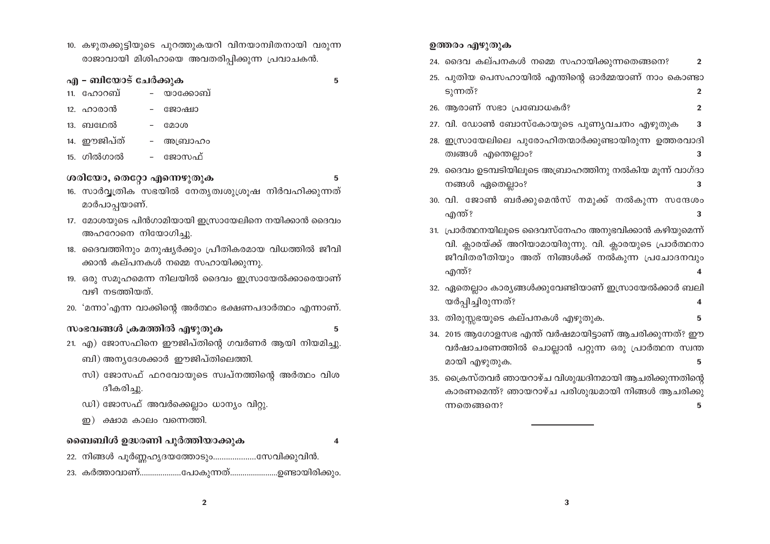10. കഴുതക്കുട്ടിയുടെ പുറത്തുകയറി വിനയാന്വിതനായി വരുന്ന രാജാവായി മിശിഹായെ അവതരിപ്പിക്കുന്ന പ്രവാചകൻ.

### എ – ബിയോട് ചേർക്കുക 5

| | | |
|---|---|---|
| 11. ഹോറബ് | – | യാക്കോബ് |
| 12. ഹാരാൻ | – | ജോഷ്വാ |
| 13. ബഥേൽ | – | മോശ |
| 14. ഈജിപ്ത് | – | അബ്രാഹം |
| 15. ഗിൽഗാൽ | – | ജോസഫ് |

### ശരിയോ, തെറ്റോ എന്നെഴുതുക 5

16. സാർവ്വത്രിക സഭയിൽ നേതൃത്വശുശ്രൂഷ നിർവഹിക്കുന്നത് മാർപാപ്പയാണ്.
17. മോശയുടെ പിൻഗാമിയായി ഇസ്രായേലിനെ നയിക്കാൻ ദൈവം അഹറോനെ നിയോഗിച്ചു.
18. ദൈവത്തിനും മനുഷ്യർക്കും പ്രീതികരമായ വിധത്തിൽ ജീവിക്കാൻ കല്പനകൾ നമ്മെ സഹായിക്കുന്നു.
19. ഒരു സമൂഹമെന്ന നിലയിൽ ദൈവം ഇസ്രായേൽക്കാരെയാണ് വഴി നടത്തിയത്.
20. 'മന്നാ'എന്ന വാക്കിന്റെ അർത്ഥം ഭക്ഷണപദാർത്ഥം എന്നാണ്.

### സംഭവങ്ങൾ ക്രമത്തിൽ എഴുതുക 5

21. എ) ജോസഫിനെ ഈജിപ്തിന്റെ ഗവർണർ ആയി നിയമിച്ചു.
    ബി) അന്യദേശക്കാർ ഈജിപ്തിലെത്തി.
    സി) ജോസഫ് ഫറവോയുടെ സ്വപ്നത്തിന്റെ അർത്ഥം വിശദീകരിച്ചു.
    ഡി) ജോസഫ് അവർക്കെല്ലാം ധാന്യം വിറ്റു.
    ഇ) ക്ഷാമ കാലം വന്നെത്തി.

### ബൈബിൾ ഉദ്ധരണി പൂർത്തിയാക്കുക 4

22. നിങ്ങൾ പൂർണ്ണഹൃദയത്തോടും....................സേവിക്കുവിൻ.
23. കർത്താവാണ്....................പോകുന്നത്.......................ഉണ്ടായിരിക്കും.

### ഉത്തരം എഴുതുക

24. ദൈവ കല്പനകൾ നമ്മെ സഹായിക്കുന്നതെങ്ങനെ? 2
25. പുതിയ പെസഹായിൽ എന്തിന്റെ ഓർമ്മയാണ് നാം കൊണ്ടാടുന്നത്? 2
26. ആരാണ് സഭാ പ്രബോധകർ? 2
27. വി. ഡോൺ ബോസ്കോയുടെ പുണ്യവചനം എഴുതുക 3
28. ഇസ്രായേലിലെ പുരോഹിതന്മാർക്കുണ്ടായിരുന്ന ഉത്തരവാദിത്വങ്ങൾ ഏതെല്ലാം? 3
29. ദൈവം ഉടമ്പടിയിലൂടെ അബ്രാഹത്തിനു നൽകിയ മൂന്ന് വാഗ്ദാനങ്ങൾ ഏതെല്ലാം? 3
30. വി. ജോൺ ബർക്കുമെൻസ് നമുക്ക് നൽകുന്ന സന്ദേശം എന്ത്? 3
31. പ്രാർത്ഥനയിലൂടെ ദൈവസ്നേഹം അനുഭവിക്കാൻ കഴിയുമെന്ന് വി. ക്ലാരയ്ക്ക് അറിയാമായിരുന്നു. വി. ക്ലാരയുടെ പ്രാർത്ഥനാജീവിതരീതിയും അത് നിങ്ങൾക്ക് നൽകുന്ന പ്രചോദനവും എന്ത്? 4
32. ഏതെല്ലാം കാര്യങ്ങൾക്കുവേണ്ടിയാണ് ഇസ്രായേൽക്കാർ ബലിയർപ്പിച്ചിരുന്നത്? 4
33. തിരുസ്സഭയുടെ കല്പനകൾ എഴുതുക. 5
34. 2015 ആഗോളസഭ എന്ത് വർഷമായിട്ടാണ് ആചരിക്കുന്നത്? ഈ വർഷാചരണത്തിൽ ചൊല്ലാൻ പറ്റുന്ന ഒരു പ്രാർത്ഥന സ്വന്തമായി എഴുതുക. 5
35. ക്രൈസ്തവർ ഞായറാഴ്ച വിശുദ്ധദിനമായി ആചരിക്കുന്നതിന്റെ കാരണമെന്ത്? ഞായറാഴ്ച പരിശുദ്ധമായി നിങ്ങൾ ആചരിക്കുന്നതെങ്ങനെ? 5